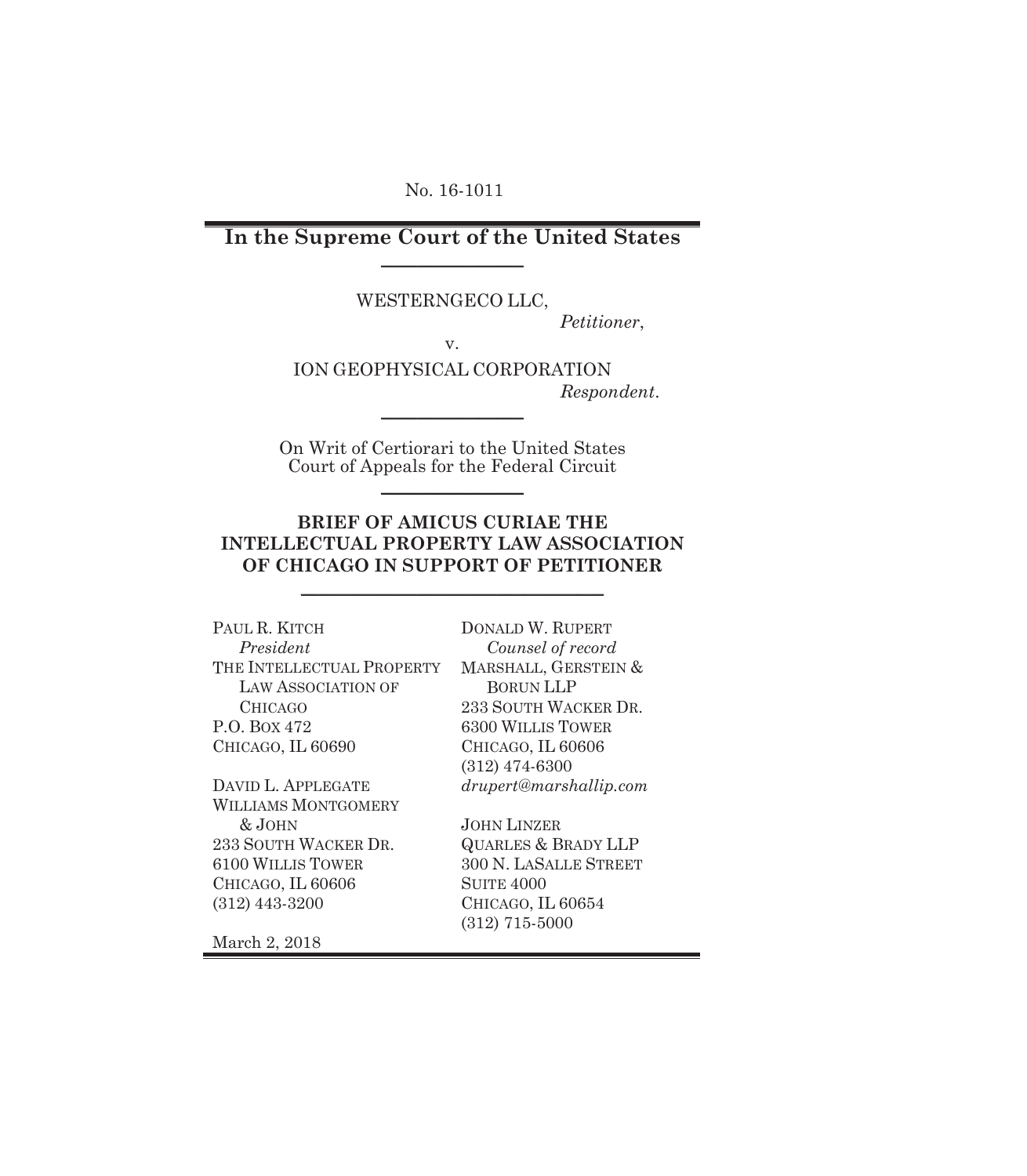No. 16-1011

# In the Supreme Court of the United States

WESTERNGECO LLC,

*Petitioner*,

v.

ION GEOPHYSICAL CORPORATION

*Respondent*.

On Writ of Certiorari to the United States Court of Appeals for the Federal Circuit

## BRIEF OF AMICUS CURIAE THE INTELLECTUAL PROPERTY LAW ASSOCIATION OF CHICAGO IN SUPPORT OF PETITIONER

PAUL R. KITCH
*President*
THE INTELLECTUAL PROPERTY LAW ASSOCIATION OF CHICAGO
P.O. BOX 472
CHICAGO, IL 60690

DAVID L. APPLEGATE
WILLIAMS MONTGOMERY & JOHN
233 SOUTH WACKER DR.
6100 WILLIS TOWER
CHICAGO, IL 60606
(312) 443-3200

DONALD W. RUPERT
*Counsel of record*
MARSHALL, GERSTEIN & BORUN LLP
233 SOUTH WACKER DR.
6300 WILLIS TOWER
CHICAGO, IL 60606
(312) 474-6300
*drupert@marshallip.com*

JOHN LINZER
QUARLES & BRADY LLP
300 N. LASALLE STREET
SUITE 4000
CHICAGO, IL 60654
(312) 715-5000

March 2, 2018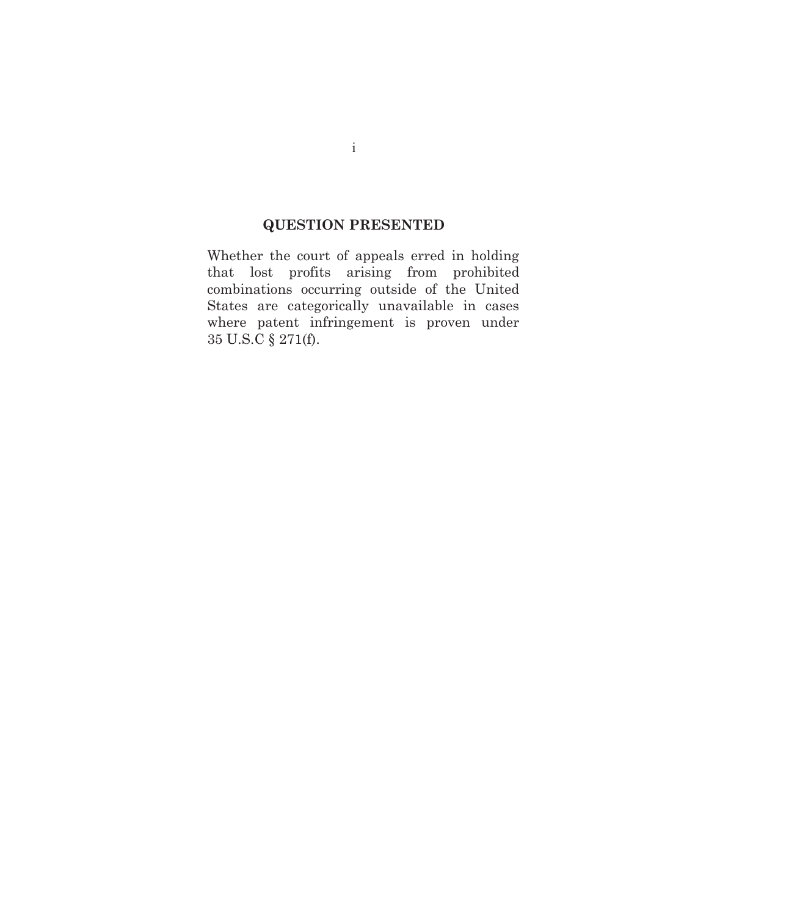## QUESTION PRESENTED

Whether the court of appeals erred in holding that lost profits arising from prohibited combinations occurring outside of the United States are categorically unavailable in cases where patent infringement is proven under 35 U.S.C § 271(f).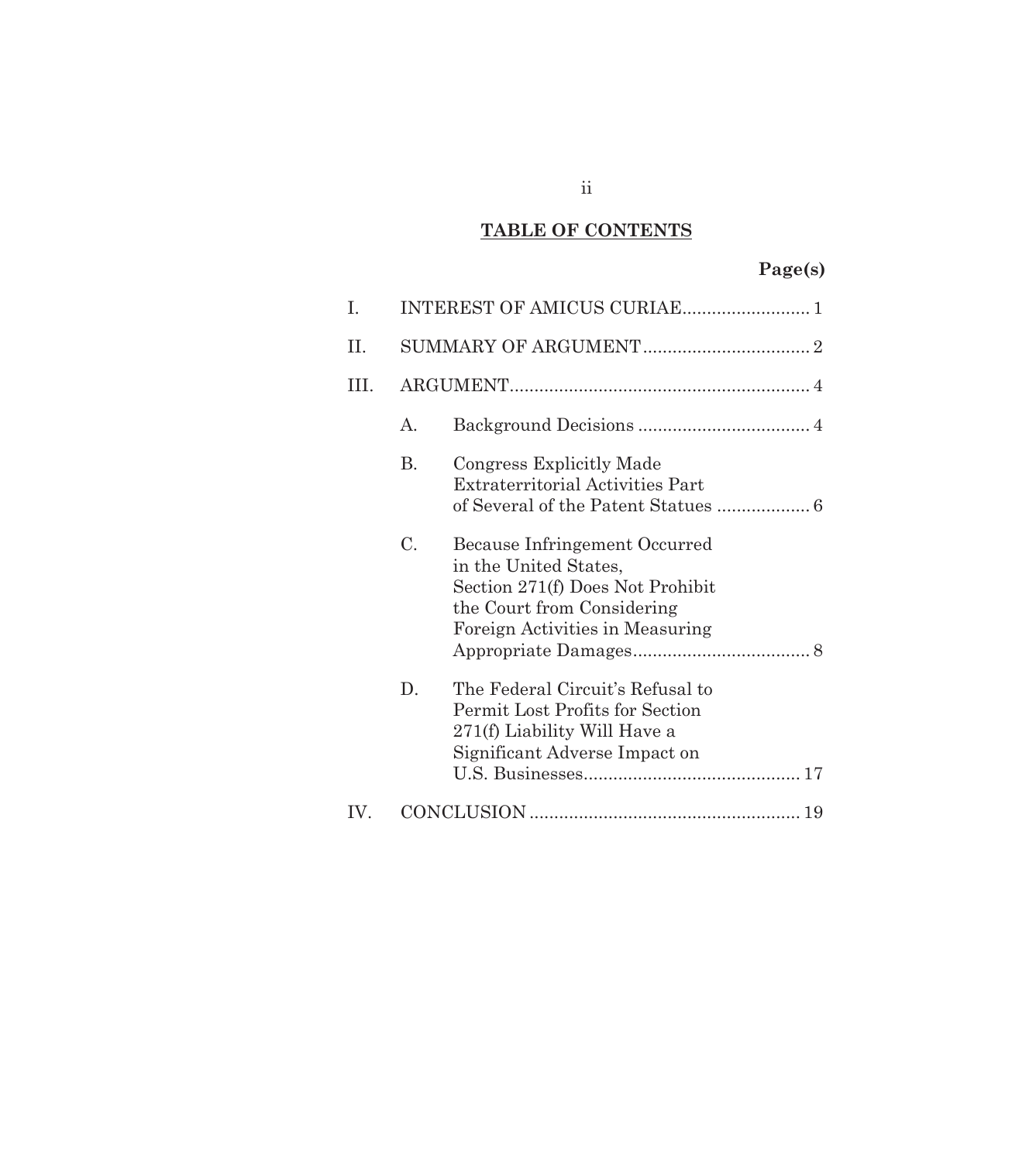## TABLE OF CONTENTS

**Page(s)**

I. INTEREST OF AMICUS CURIAE .......................... 1

II. SUMMARY OF ARGUMENT .................................. 2

III. ARGUMENT ............................................................. 4

- A. Background Decisions .................................. 4
- B. Congress Explicitly Made Extraterritorial Activities Part of Several of the Patent Statues .................. 6
- C. Because Infringement Occurred in the United States, Section 271(f) Does Not Prohibit the Court from Considering Foreign Activities in Measuring Appropriate Damages .................................... 8
- D. The Federal Circuit's Refusal to Permit Lost Profits for Section 271(f) Liability Will Have a Significant Adverse Impact on U.S. Businesses ............................................ 17

IV. CONCLUSION ....................................................... 19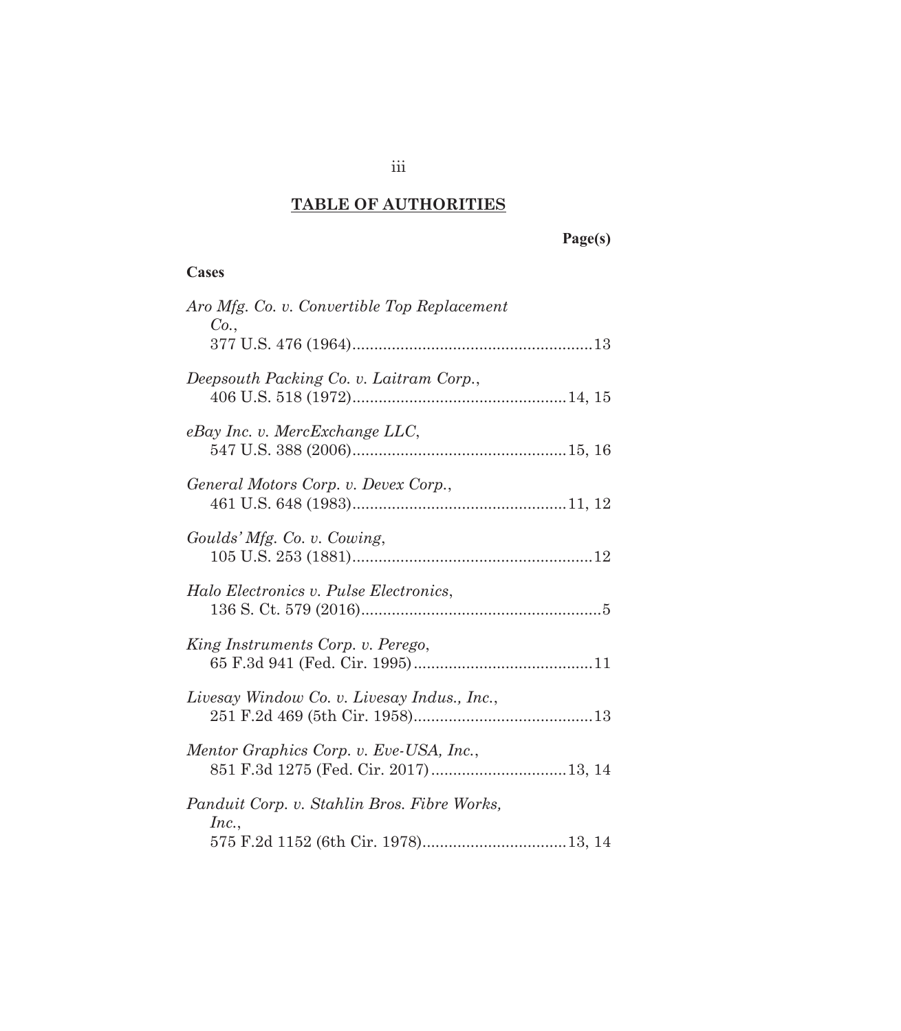## TABLE OF AUTHORITIES

**Page(s)**

**Cases**

*Aro Mfg. Co. v. Convertible Top Replacement Co.*,
377 U.S. 476 (1964) .......................................................13

*Deepsouth Packing Co. v. Laitram Corp.*,
406 U.S. 518 (1972) ................................................14, 15

*eBay Inc. v. MercExchange LLC*,
547 U.S. 388 (2006) ................................................15, 16

*General Motors Corp. v. Devex Corp.*,
461 U.S. 648 (1983) ................................................11, 12

*Goulds' Mfg. Co. v. Cowing*,
105 U.S. 253 (1881) .......................................................12

*Halo Electronics v. Pulse Electronics*,
136 S. Ct. 579 (2016) .......................................................5

*King Instruments Corp. v. Perego*,
65 F.3d 941 (Fed. Cir. 1995) .........................................11

*Livesay Window Co. v. Livesay Indus., Inc.*,
251 F.2d 469 (5th Cir. 1958) .........................................13

*Mentor Graphics Corp. v. Eve-USA, Inc.*,
851 F.3d 1275 (Fed. Cir. 2017) ...............................13, 14

*Panduit Corp. v. Stahlin Bros. Fibre Works, Inc.*,
575 F.2d 1152 (6th Cir. 1978) .................................13, 14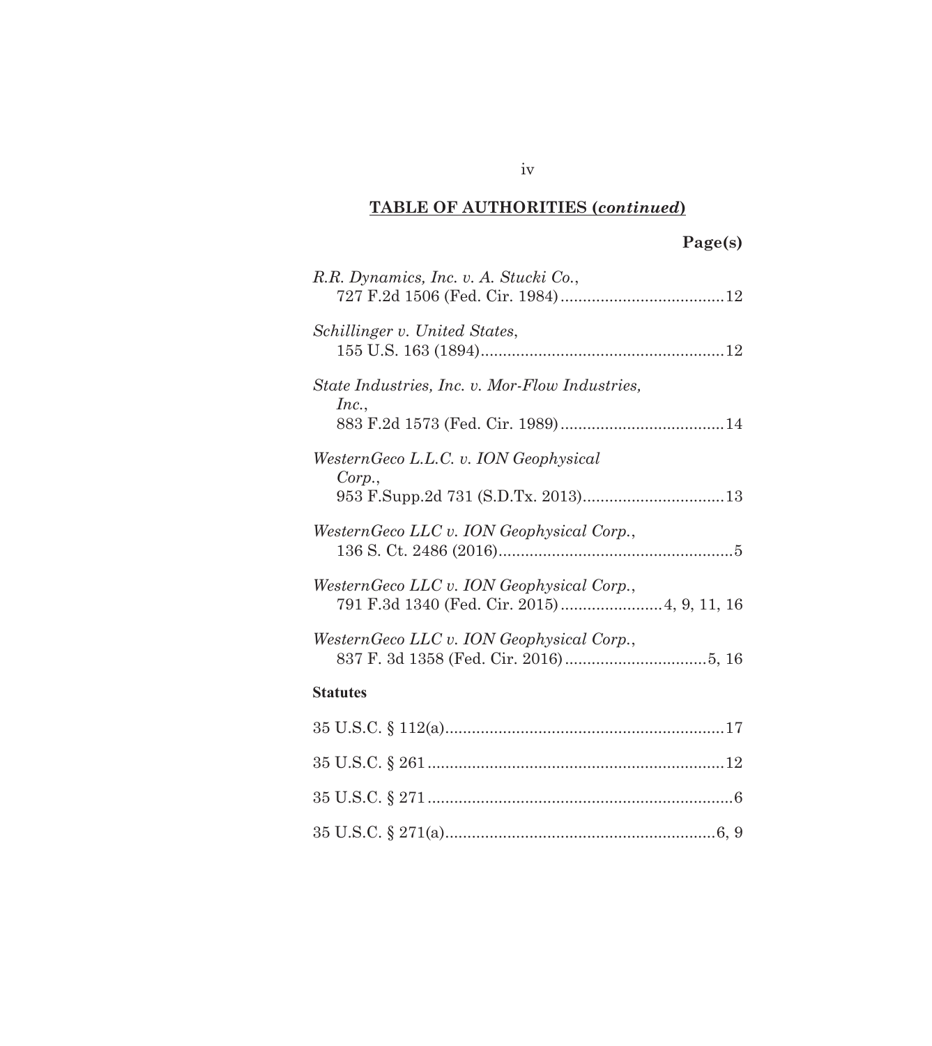## TABLE OF AUTHORITIES (*continued*)

**Page(s)**

*R.R. Dynamics, Inc. v. A. Stucki Co.*,
727 F.2d 1506 (Fed. Cir. 1984)....................................12

*Schillinger v. United States*,
155 U.S. 163 (1894)......................................................12

*State Industries, Inc. v. Mor-Flow Industries, Inc.*,
883 F.2d 1573 (Fed. Cir. 1989)....................................14

*WesternGeco L.L.C. v. ION Geophysical Corp.*,
953 F.Supp.2d 731 (S.D.Tx. 2013)................................13

*WesternGeco LLC v. ION Geophysical Corp.*,
136 S. Ct. 2486 (2016)....................................................5

*WesternGeco LLC v. ION Geophysical Corp.*,
791 F.3d 1340 (Fed. Cir. 2015).......................4, 9, 11, 16

*WesternGeco LLC v. ION Geophysical Corp.*,
837 F. 3d 1358 (Fed. Cir. 2016)................................5, 16

**Statutes**

35 U.S.C. § 112(a)..............................................................17

35 U.S.C. § 261..................................................................12

35 U.S.C. § 271....................................................................6

35 U.S.C. § 271(a)...........................................................6, 9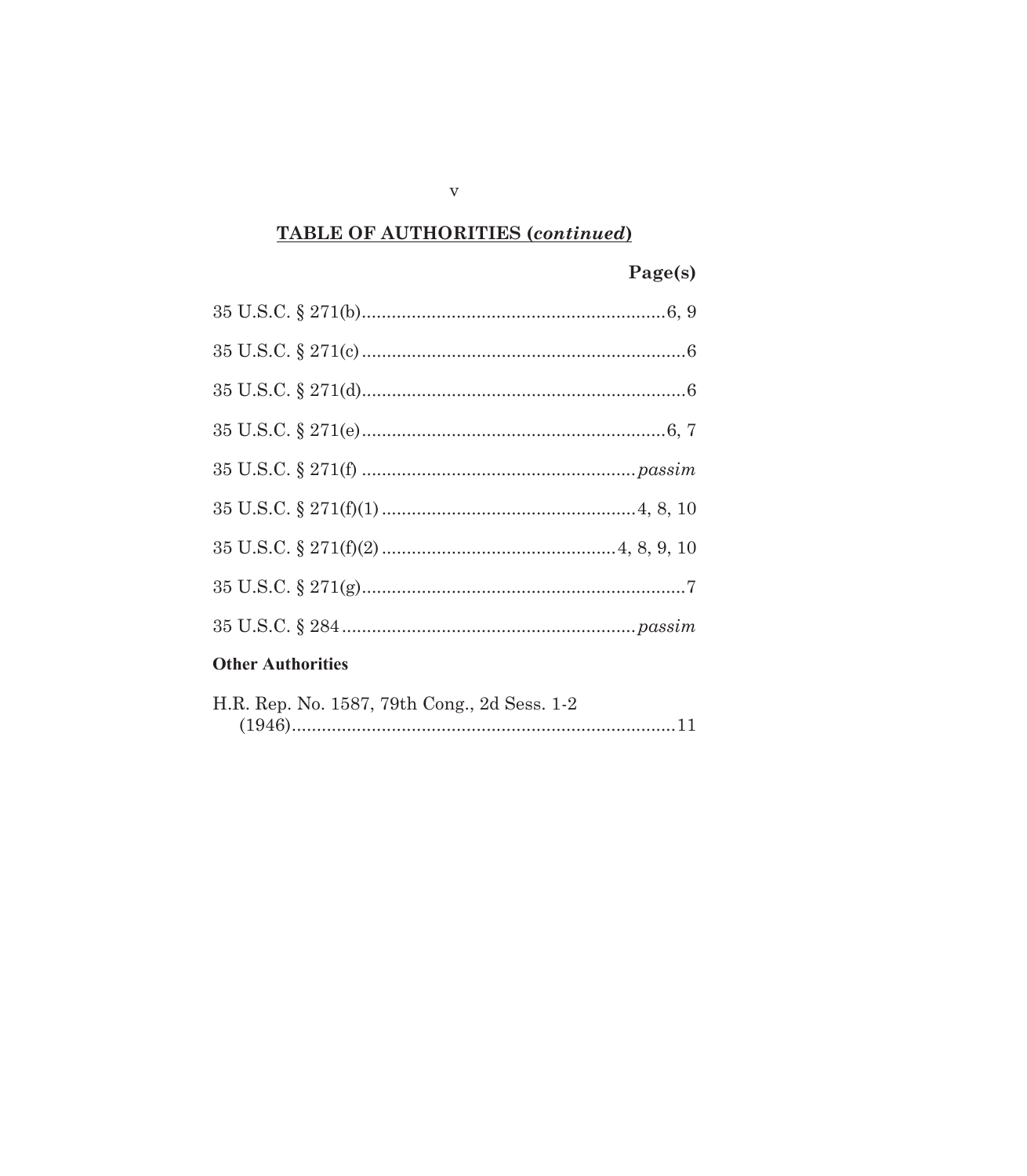## TABLE OF AUTHORITIES (*continued*)

**Page(s)**

35 U.S.C. § 271(b) ............................................................ 6, 9

35 U.S.C. § 271(c) ............................................................ 6

35 U.S.C. § 271(d) ............................................................ 6

35 U.S.C. § 271(e) ............................................................ 6, 7

35 U.S.C. § 271(f) ............................................................ *passim*

35 U.S.C. § 271(f)(1) ............................................................ 4, 8, 10

35 U.S.C. § 271(f)(2) ............................................................ 4, 8, 9, 10

35 U.S.C. § 271(g) ............................................................ 7

35 U.S.C. § 284 ............................................................ *passim*

**Other Authorities**

H.R. Rep. No. 1587, 79th Cong., 2d Sess. 1-2 (1946) ............................................................ 11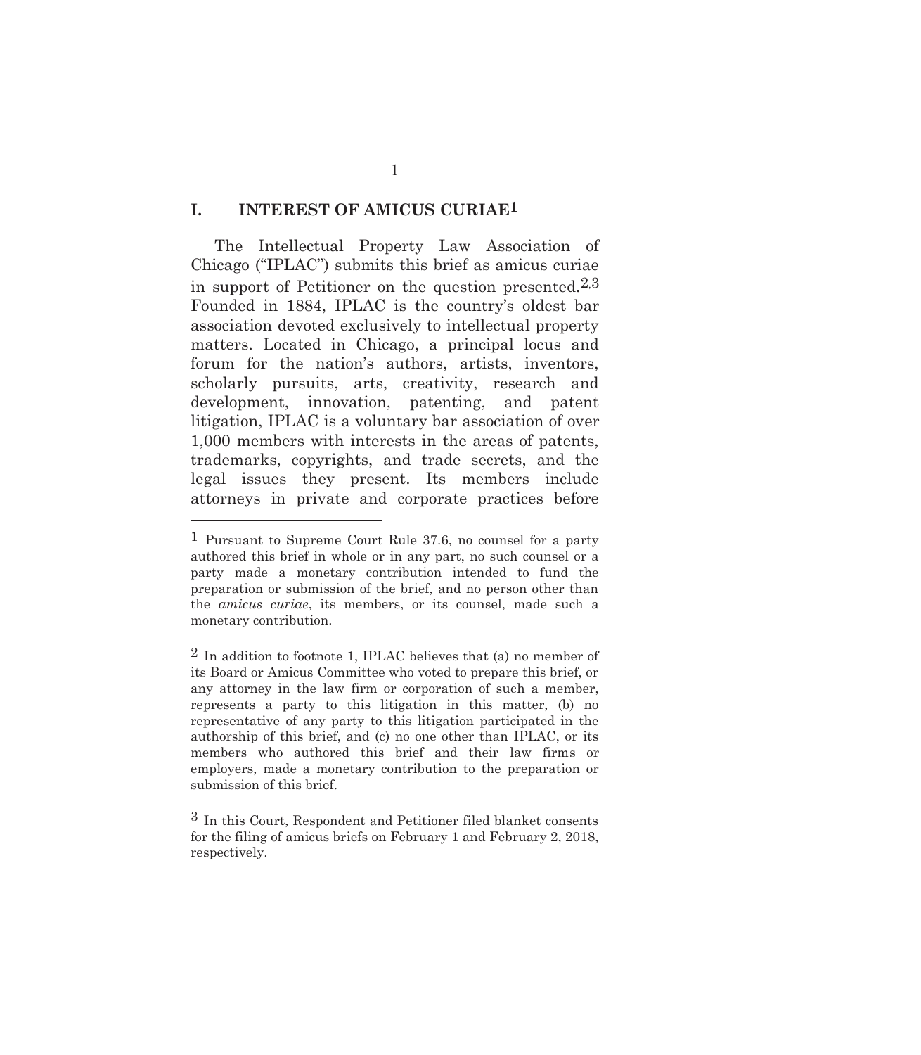## I. INTEREST OF AMICUS CURIAE[1]

The Intellectual Property Law Association of Chicago ("IPLAC") submits this brief as amicus curiae in support of Petitioner on the question presented.[2,3] Founded in 1884, IPLAC is the country's oldest bar association devoted exclusively to intellectual property matters. Located in Chicago, a principal locus and forum for the nation's authors, artists, inventors, scholarly pursuits, arts, creativity, research and development, innovation, patenting, and patent litigation, IPLAC is a voluntary bar association of over 1,000 members with interests in the areas of patents, trademarks, copyrights, and trade secrets, and the legal issues they present. Its members include attorneys in private and corporate practices before

---

[1] Pursuant to Supreme Court Rule 37.6, no counsel for a party authored this brief in whole or in any part, no such counsel or a party made a monetary contribution intended to fund the preparation or submission of the brief, and no person other than the *amicus curiae*, its members, or its counsel, made such a monetary contribution.

[2] In addition to footnote 1, IPLAC believes that (a) no member of its Board or Amicus Committee who voted to prepare this brief, or any attorney in the law firm or corporation of such a member, represents a party to this litigation in this matter, (b) no representative of any party to this litigation participated in the authorship of this brief, and (c) no one other than IPLAC, or its members who authored this brief and their law firms or employers, made a monetary contribution to the preparation or submission of this brief.

[3] In this Court, Respondent and Petitioner filed blanket consents for the filing of amicus briefs on February 1 and February 2, 2018, respectively.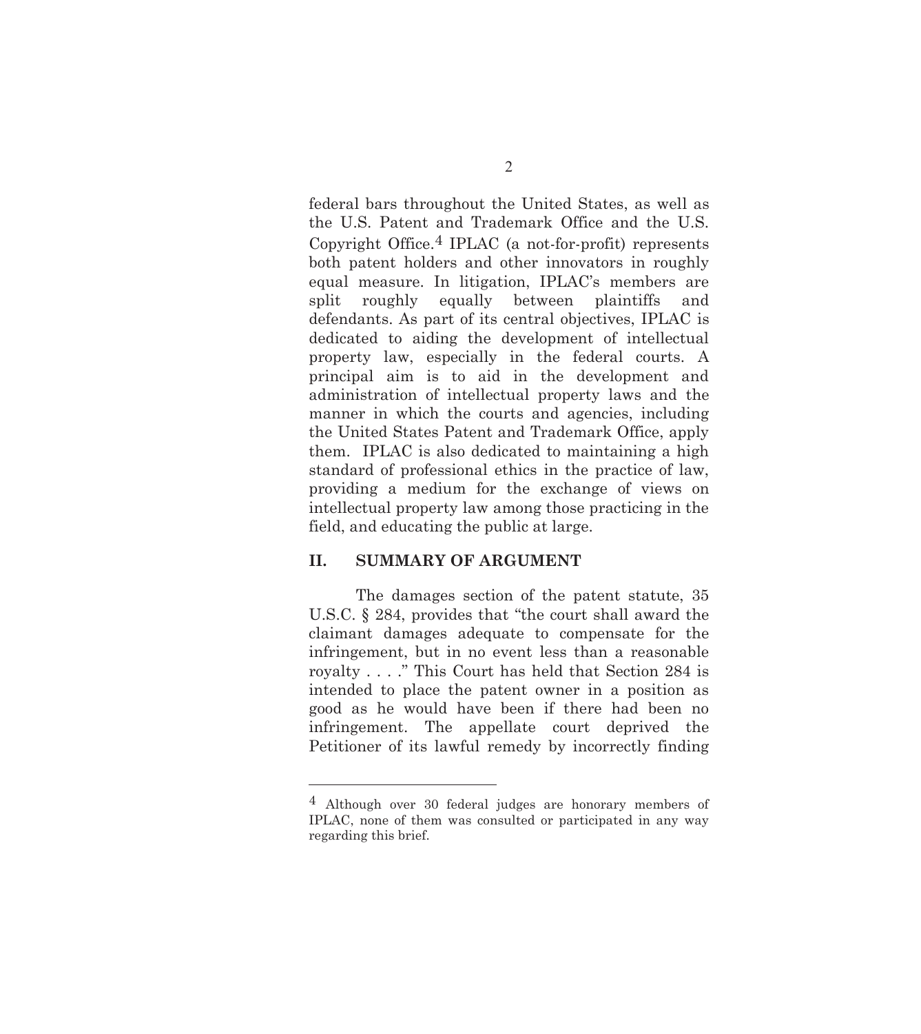federal bars throughout the United States, as well as the U.S. Patent and Trademark Office and the U.S. Copyright Office.[4] IPLAC (a not-for-profit) represents both patent holders and other innovators in roughly equal measure. In litigation, IPLAC's members are split roughly equally between plaintiffs and defendants. As part of its central objectives, IPLAC is dedicated to aiding the development of intellectual property law, especially in the federal courts. A principal aim is to aid in the development and administration of intellectual property laws and the manner in which the courts and agencies, including the United States Patent and Trademark Office, apply them. IPLAC is also dedicated to maintaining a high standard of professional ethics in the practice of law, providing a medium for the exchange of views on intellectual property law among those practicing in the field, and educating the public at large.

## II. SUMMARY OF ARGUMENT

The damages section of the patent statute, 35 U.S.C. § 284, provides that "the court shall award the claimant damages adequate to compensate for the infringement, but in no event less than a reasonable royalty . . . ." This Court has held that Section 284 is intended to place the patent owner in a position as good as he would have been if there had been no infringement. The appellate court deprived the Petitioner of its lawful remedy by incorrectly finding

---

[4] Although over 30 federal judges are honorary members of IPLAC, none of them was consulted or participated in any way regarding this brief.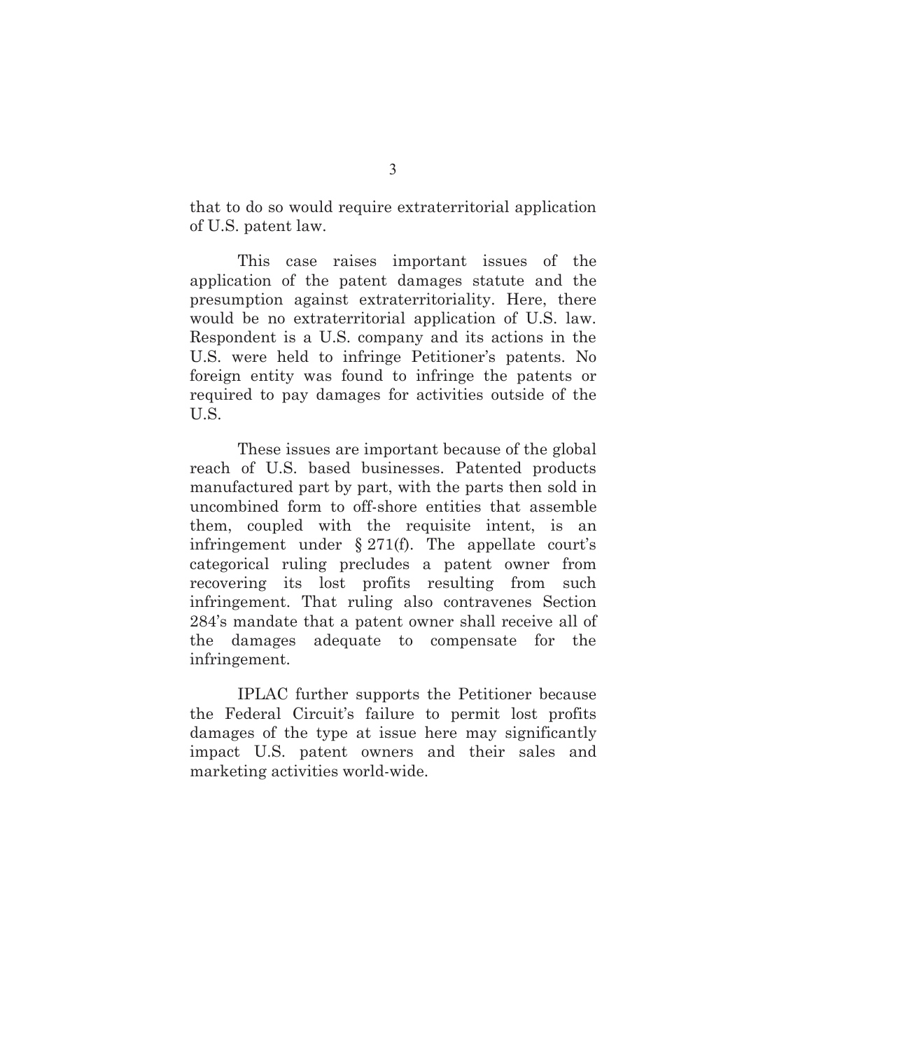that to do so would require extraterritorial application of U.S. patent law.

This case raises important issues of the application of the patent damages statute and the presumption against extraterritoriality. Here, there would be no extraterritorial application of U.S. law. Respondent is a U.S. company and its actions in the U.S. were held to infringe Petitioner's patents. No foreign entity was found to infringe the patents or required to pay damages for activities outside of the U.S.

These issues are important because of the global reach of U.S. based businesses. Patented products manufactured part by part, with the parts then sold in uncombined form to off-shore entities that assemble them, coupled with the requisite intent, is an infringement under § 271(f). The appellate court's categorical ruling precludes a patent owner from recovering its lost profits resulting from such infringement. That ruling also contravenes Section 284's mandate that a patent owner shall receive all of the damages adequate to compensate for the infringement.

IPLAC further supports the Petitioner because the Federal Circuit's failure to permit lost profits damages of the type at issue here may significantly impact U.S. patent owners and their sales and marketing activities world-wide.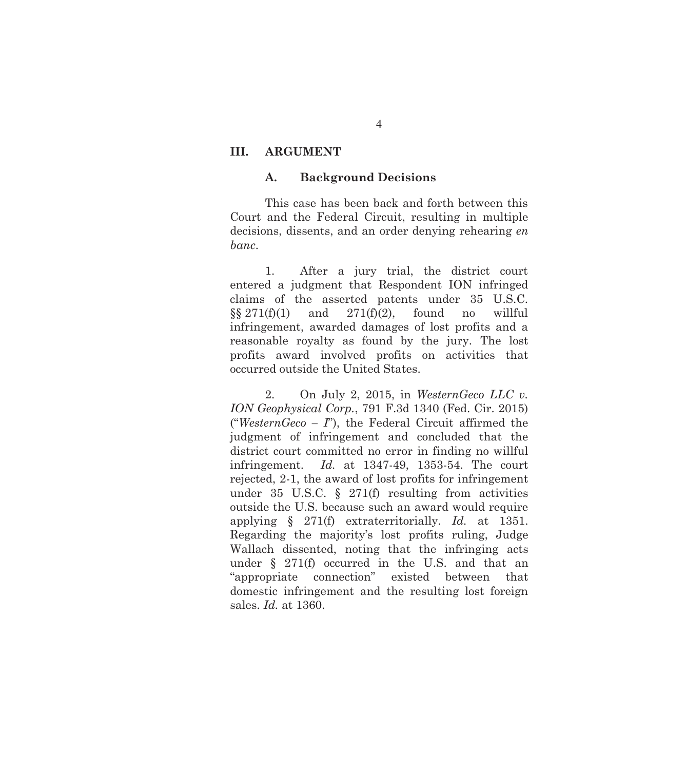## III. ARGUMENT

### A. Background Decisions

This case has been back and forth between this Court and the Federal Circuit, resulting in multiple decisions, dissents, and an order denying rehearing *en banc*.

1. After a jury trial, the district court entered a judgment that Respondent ION infringed claims of the asserted patents under 35 U.S.C. §§ 271(f)(1) and 271(f)(2), found no willful infringement, awarded damages of lost profits and a reasonable royalty as found by the jury. The lost profits award involved profits on activities that occurred outside the United States.

2. On July 2, 2015, in *WesternGeco LLC v. ION Geophysical Corp.*, 791 F.3d 1340 (Fed. Cir. 2015) ("*WesternGeco – I*"), the Federal Circuit affirmed the judgment of infringement and concluded that the district court committed no error in finding no willful infringement. *Id.* at 1347-49, 1353-54. The court rejected, 2-1, the award of lost profits for infringement under 35 U.S.C. § 271(f) resulting from activities outside the U.S. because such an award would require applying § 271(f) extraterritorially. *Id.* at 1351. Regarding the majority's lost profits ruling, Judge Wallach dissented, noting that the infringing acts under § 271(f) occurred in the U.S. and that an "appropriate connection" existed between that domestic infringement and the resulting lost foreign sales. *Id.* at 1360.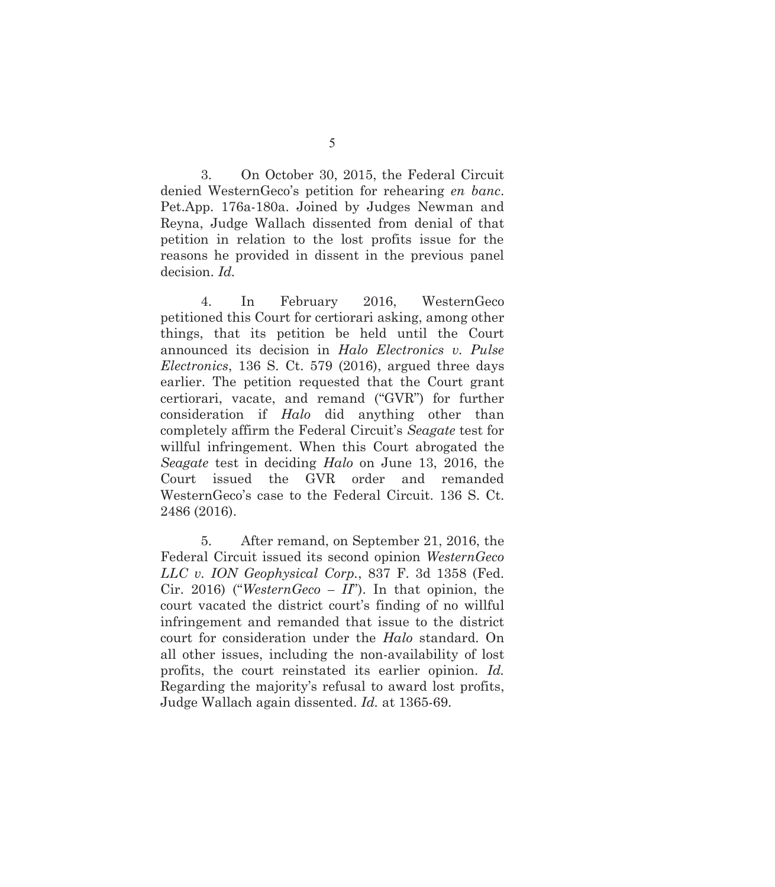3. On October 30, 2015, the Federal Circuit denied WesternGeco's petition for rehearing *en banc*. Pet.App. 176a-180a. Joined by Judges Newman and Reyna, Judge Wallach dissented from denial of that petition in relation to the lost profits issue for the reasons he provided in dissent in the previous panel decision. *Id.*

4. In February 2016, WesternGeco petitioned this Court for certiorari asking, among other things, that its petition be held until the Court announced its decision in *Halo Electronics v. Pulse Electronics*, 136 S. Ct. 579 (2016), argued three days earlier. The petition requested that the Court grant certiorari, vacate, and remand ("GVR") for further consideration if *Halo* did anything other than completely affirm the Federal Circuit's *Seagate* test for willful infringement. When this Court abrogated the *Seagate* test in deciding *Halo* on June 13, 2016, the Court issued the GVR order and remanded WesternGeco's case to the Federal Circuit. 136 S. Ct. 2486 (2016).

5. After remand, on September 21, 2016, the Federal Circuit issued its second opinion *WesternGeco LLC v. ION Geophysical Corp.*, 837 F. 3d 1358 (Fed. Cir. 2016) ("*WesternGeco – II*"). In that opinion, the court vacated the district court's finding of no willful infringement and remanded that issue to the district court for consideration under the *Halo* standard. On all other issues, including the non-availability of lost profits, the court reinstated its earlier opinion. *Id.* Regarding the majority's refusal to award lost profits, Judge Wallach again dissented. *Id.* at 1365-69.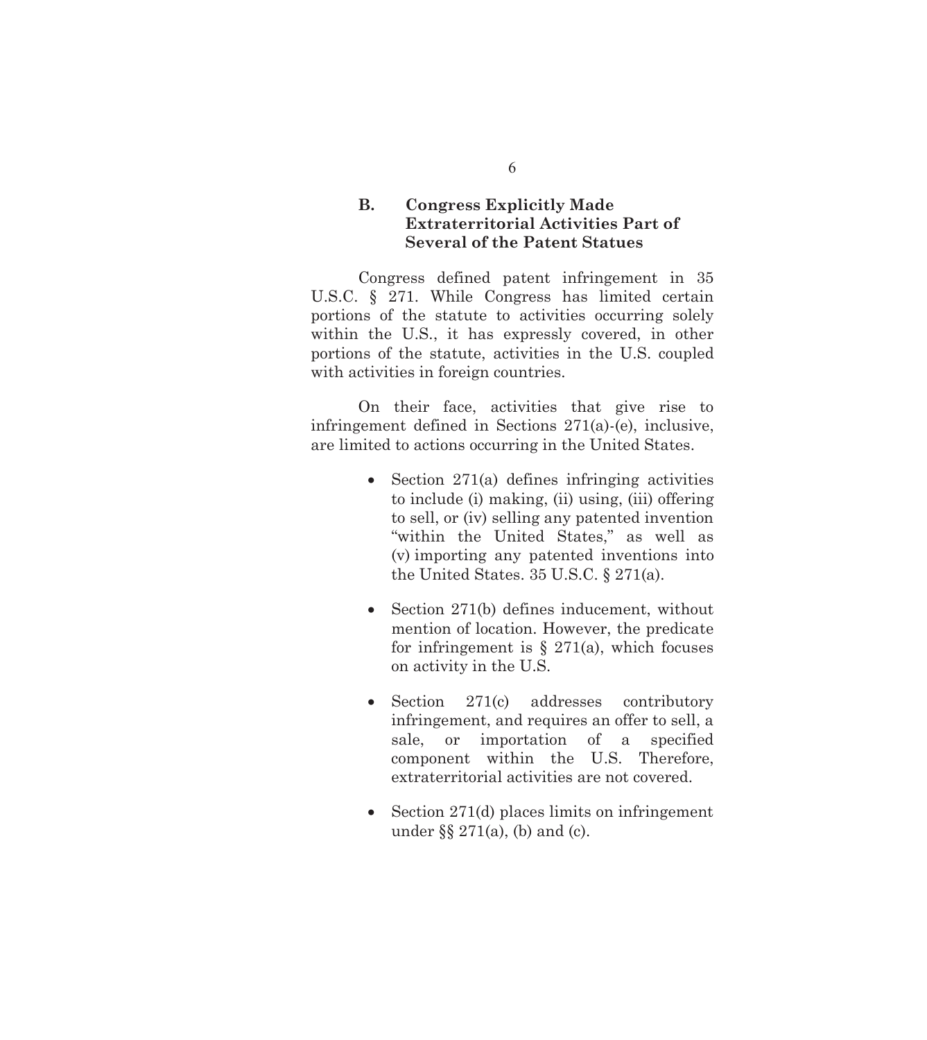### B. Congress Explicitly Made Extraterritorial Activities Part of Several of the Patent Statues

Congress defined patent infringement in 35 U.S.C. § 271. While Congress has limited certain portions of the statute to activities occurring solely within the U.S., it has expressly covered, in other portions of the statute, activities in the U.S. coupled with activities in foreign countries.

On their face, activities that give rise to infringement defined in Sections 271(a)-(e), inclusive, are limited to actions occurring in the United States.

- Section 271(a) defines infringing activities to include (i) making, (ii) using, (iii) offering to sell, or (iv) selling any patented invention "within the United States," as well as (v) importing any patented inventions into the United States. 35 U.S.C. § 271(a).

- Section 271(b) defines inducement, without mention of location. However, the predicate for infringement is § 271(a), which focuses on activity in the U.S.

- Section 271(c) addresses contributory infringement, and requires an offer to sell, a sale, or importation of a specified component within the U.S. Therefore, extraterritorial activities are not covered.

- Section 271(d) places limits on infringement under §§ 271(a), (b) and (c).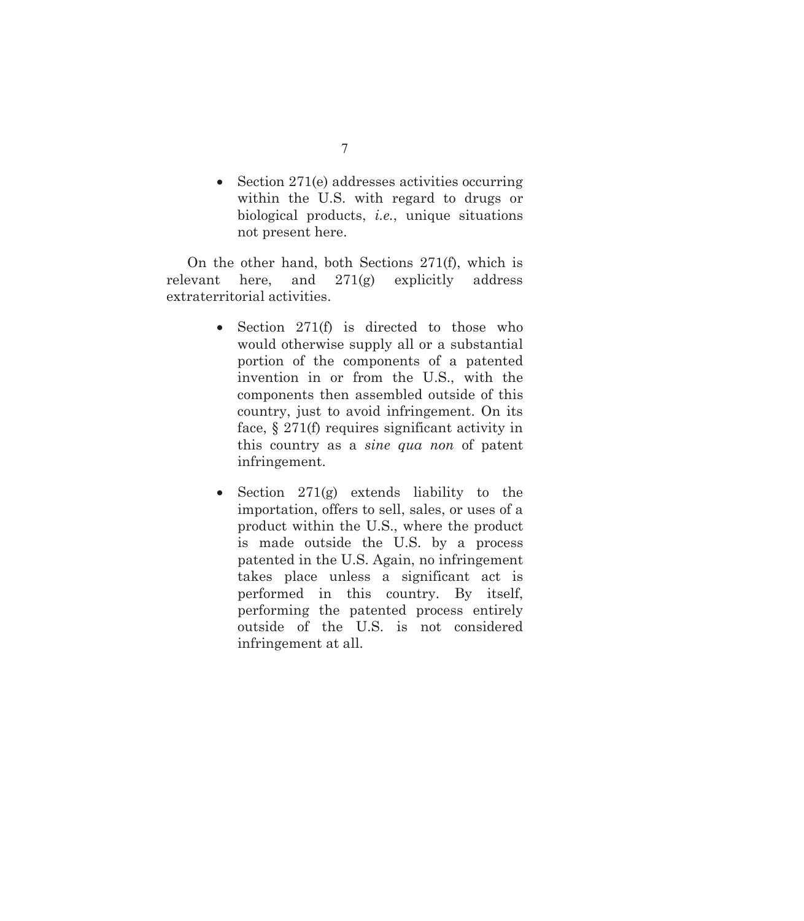- Section 271(e) addresses activities occurring within the U.S. with regard to drugs or biological products, *i.e.*, unique situations not present here.

On the other hand, both Sections 271(f), which is relevant here, and 271(g) explicitly address extraterritorial activities.

- Section 271(f) is directed to those who would otherwise supply all or a substantial portion of the components of a patented invention in or from the U.S., with the components then assembled outside of this country, just to avoid infringement. On its face, § 271(f) requires significant activity in this country as a *sine qua non* of patent infringement.

- Section 271(g) extends liability to the importation, offers to sell, sales, or uses of a product within the U.S., where the product is made outside the U.S. by a process patented in the U.S. Again, no infringement takes place unless a significant act is performed in this country. By itself, performing the patented process entirely outside of the U.S. is not considered infringement at all.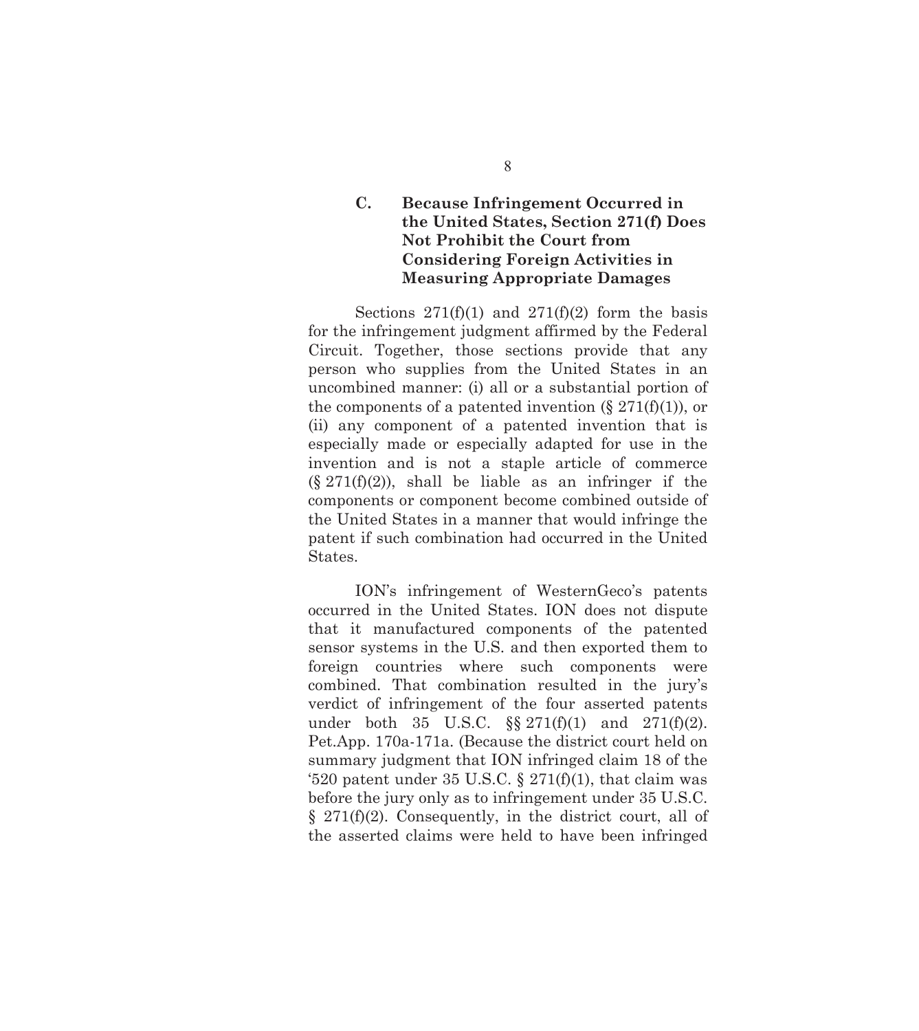### C. Because Infringement Occurred in the United States, Section 271(f) Does Not Prohibit the Court from Considering Foreign Activities in Measuring Appropriate Damages

Sections 271(f)(1) and 271(f)(2) form the basis for the infringement judgment affirmed by the Federal Circuit. Together, those sections provide that any person who supplies from the United States in an uncombined manner: (i) all or a substantial portion of the components of a patented invention (§ 271(f)(1)), or (ii) any component of a patented invention that is especially made or especially adapted for use in the invention and is not a staple article of commerce (§ 271(f)(2)), shall be liable as an infringer if the components or component become combined outside of the United States in a manner that would infringe the patent if such combination had occurred in the United States.

ION's infringement of WesternGeco's patents occurred in the United States. ION does not dispute that it manufactured components of the patented sensor systems in the U.S. and then exported them to foreign countries where such components were combined. That combination resulted in the jury's verdict of infringement of the four asserted patents under both 35 U.S.C. §§ 271(f)(1) and 271(f)(2). Pet.App. 170a-171a. (Because the district court held on summary judgment that ION infringed claim 18 of the '520 patent under 35 U.S.C. § 271(f)(1), that claim was before the jury only as to infringement under 35 U.S.C. § 271(f)(2). Consequently, in the district court, all of the asserted claims were held to have been infringed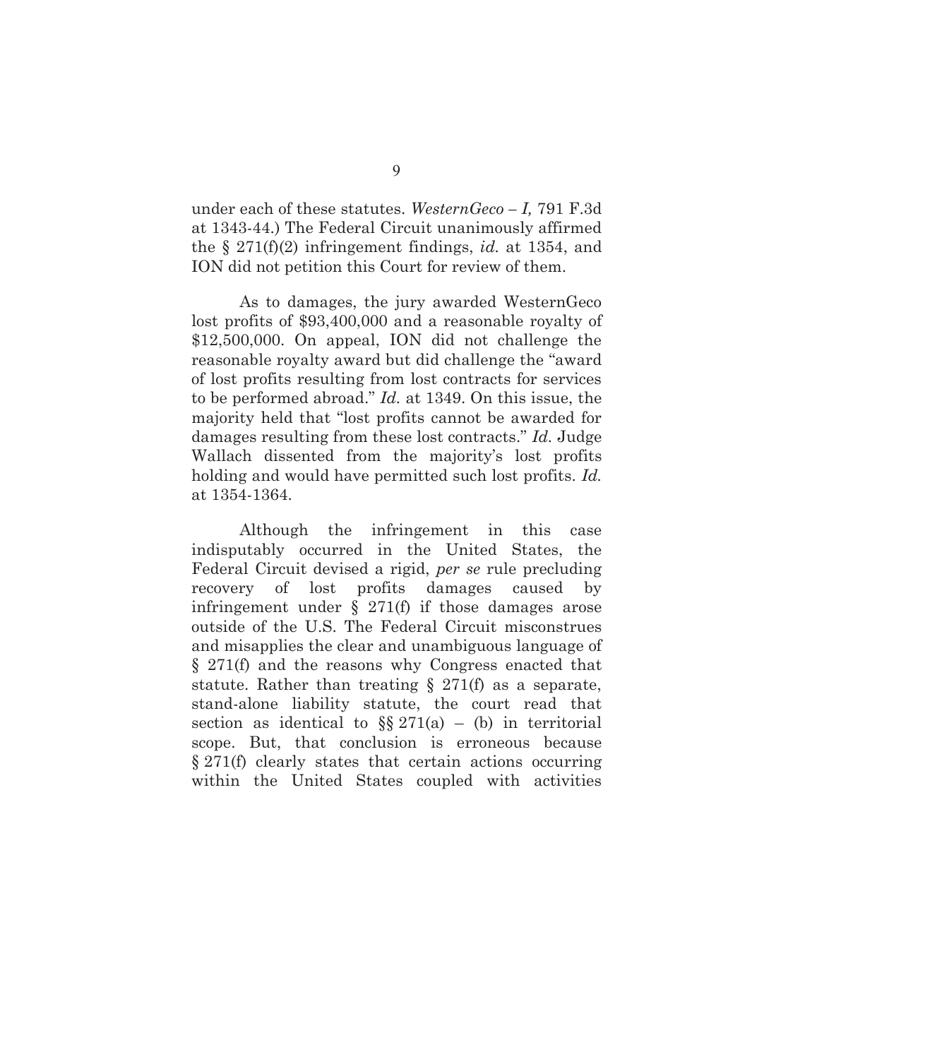under each of these statutes. *WesternGeco – I,* 791 F.3d at 1343-44.) The Federal Circuit unanimously affirmed the § 271(f)(2) infringement findings, *id.* at 1354, and ION did not petition this Court for review of them.

As to damages, the jury awarded WesternGeco lost profits of $93,400,000 and a reasonable royalty of $12,500,000. On appeal, ION did not challenge the reasonable royalty award but did challenge the "award of lost profits resulting from lost contracts for services to be performed abroad." *Id.* at 1349. On this issue, the majority held that "lost profits cannot be awarded for damages resulting from these lost contracts." *Id.* Judge Wallach dissented from the majority's lost profits holding and would have permitted such lost profits. *Id.* at 1354-1364.

Although the infringement in this case indisputably occurred in the United States, the Federal Circuit devised a rigid, *per se* rule precluding recovery of lost profits damages caused by infringement under § 271(f) if those damages arose outside of the U.S. The Federal Circuit misconstrues and misapplies the clear and unambiguous language of § 271(f) and the reasons why Congress enacted that statute. Rather than treating § 271(f) as a separate, stand-alone liability statute, the court read that section as identical to §§ 271(a) – (b) in territorial scope. But, that conclusion is erroneous because § 271(f) clearly states that certain actions occurring within the United States coupled with activities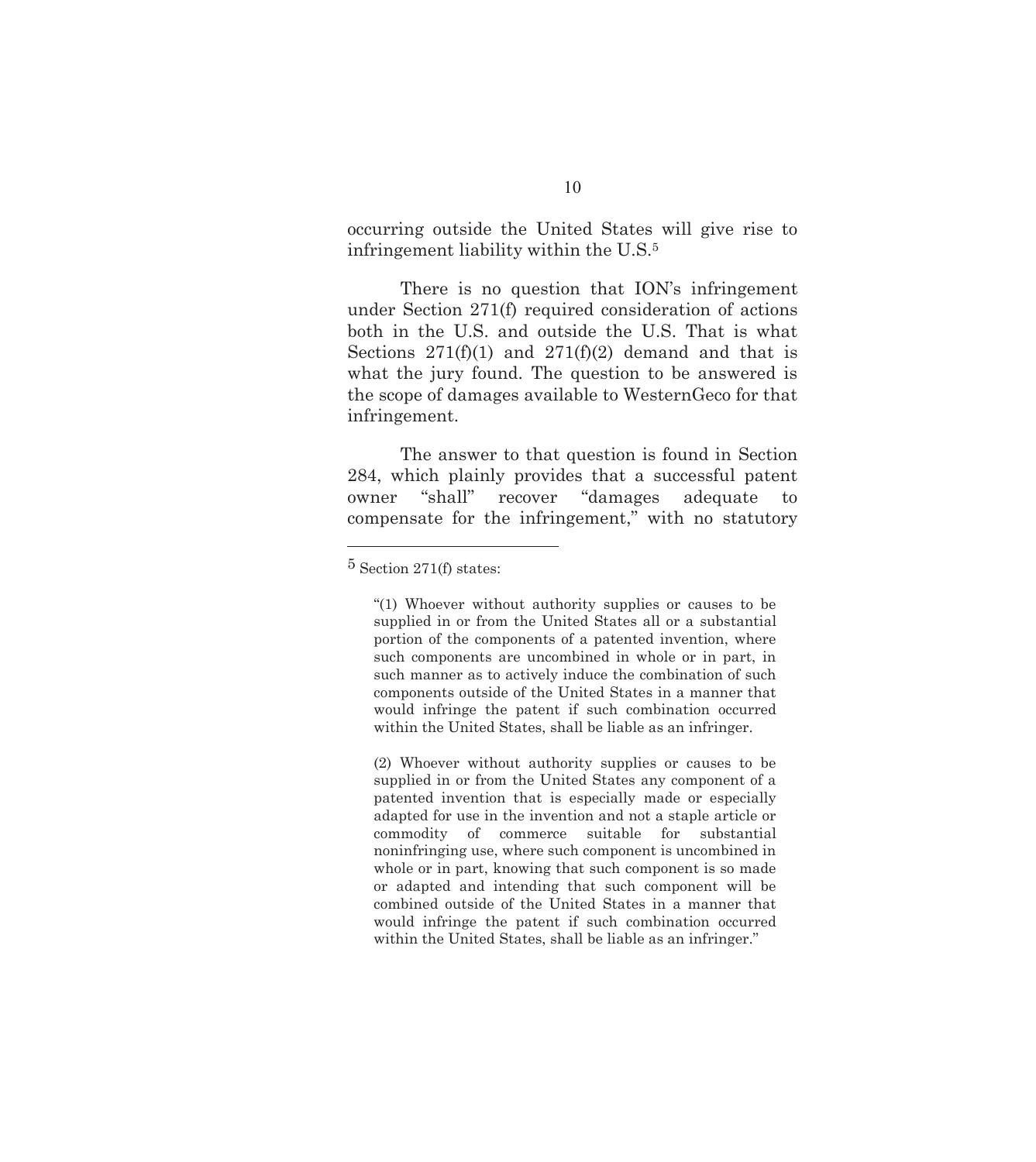occurring outside the United States will give rise to infringement liability within the U.S.[5]

There is no question that ION's infringement under Section 271(f) required consideration of actions both in the U.S. and outside the U.S. That is what Sections 271(f)(1) and 271(f)(2) demand and that is what the jury found. The question to be answered is the scope of damages available to WesternGeco for that infringement.

The answer to that question is found in Section 284, which plainly provides that a successful patent owner "shall" recover "damages adequate to compensate for the infringement," with no statutory

---

[5] Section 271(f) states:

> "(1) Whoever without authority supplies or causes to be supplied in or from the United States all or a substantial portion of the components of a patented invention, where such components are uncombined in whole or in part, in such manner as to actively induce the combination of such components outside of the United States in a manner that would infringe the patent if such combination occurred within the United States, shall be liable as an infringer.
>
> (2) Whoever without authority supplies or causes to be supplied in or from the United States any component of a patented invention that is especially made or especially adapted for use in the invention and not a staple article or commodity of commerce suitable for substantial noninfringing use, where such component is uncombined in whole or in part, knowing that such component is so made or adapted and intending that such component will be combined outside of the United States in a manner that would infringe the patent if such combination occurred within the United States, shall be liable as an infringer."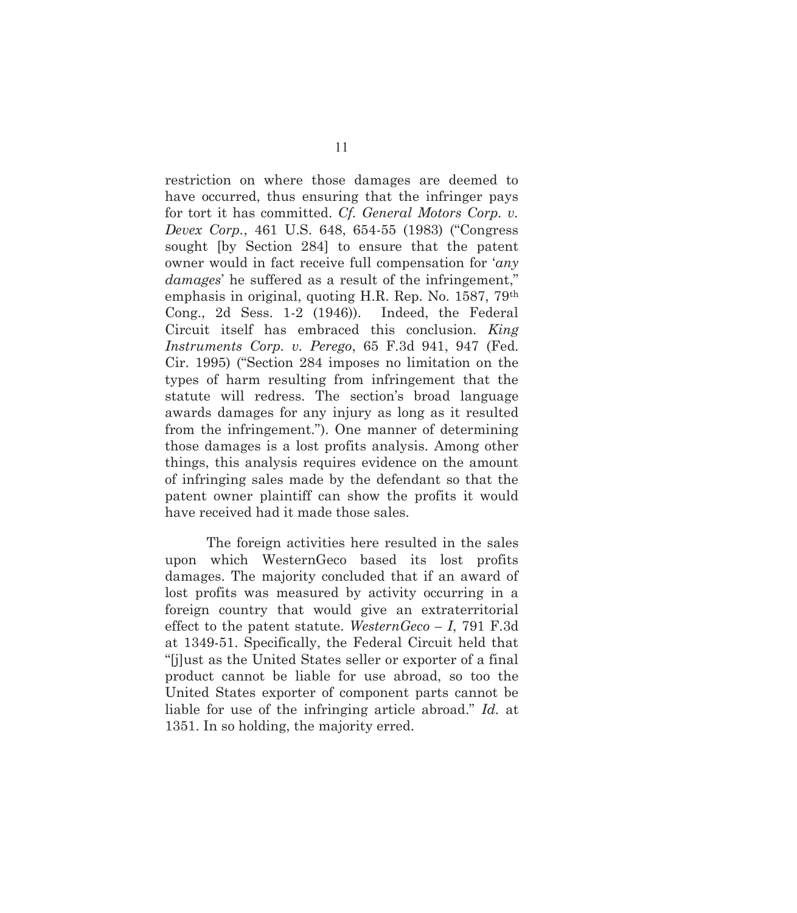restriction on where those damages are deemed to have occurred, thus ensuring that the infringer pays for tort it has committed. *Cf. General Motors Corp. v. Devex Corp.*, 461 U.S. 648, 654-55 (1983) ("Congress sought [by Section 284] to ensure that the patent owner would in fact receive full compensation for '*any damages*' he suffered as a result of the infringement," emphasis in original, quoting H.R. Rep. No. 1587, 79th Cong., 2d Sess. 1-2 (1946)). Indeed, the Federal Circuit itself has embraced this conclusion. *King Instruments Corp. v. Perego*, 65 F.3d 941, 947 (Fed. Cir. 1995) ("Section 284 imposes no limitation on the types of harm resulting from infringement that the statute will redress. The section's broad language awards damages for any injury as long as it resulted from the infringement."). One manner of determining those damages is a lost profits analysis. Among other things, this analysis requires evidence on the amount of infringing sales made by the defendant so that the patent owner plaintiff can show the profits it would have received had it made those sales.

The foreign activities here resulted in the sales upon which WesternGeco based its lost profits damages. The majority concluded that if an award of lost profits was measured by activity occurring in a foreign country that would give an extraterritorial effect to the patent statute. *WesternGeco – I*, 791 F.3d at 1349-51. Specifically, the Federal Circuit held that "[j]ust as the United States seller or exporter of a final product cannot be liable for use abroad, so too the United States exporter of component parts cannot be liable for use of the infringing article abroad." *Id.* at 1351. In so holding, the majority erred.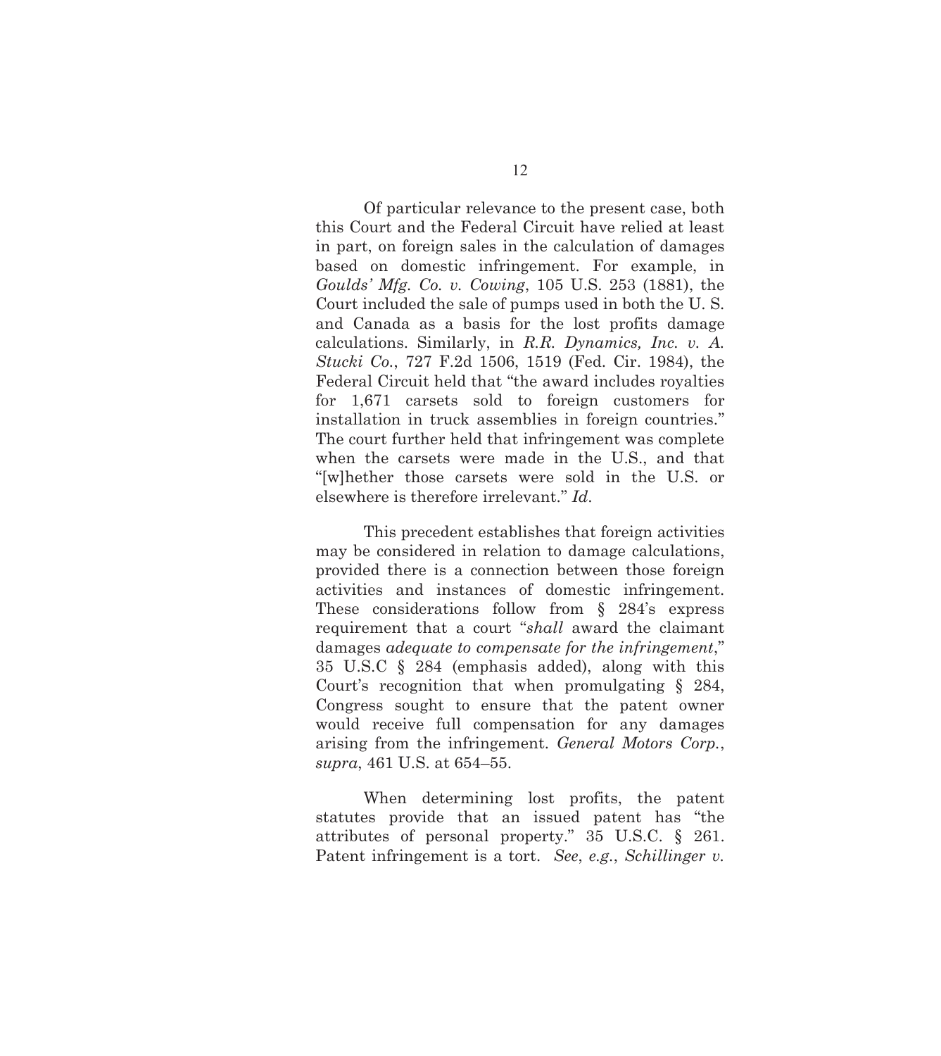Of particular relevance to the present case, both this Court and the Federal Circuit have relied at least in part, on foreign sales in the calculation of damages based on domestic infringement. For example, in *Goulds' Mfg. Co. v. Cowing*, 105 U.S. 253 (1881), the Court included the sale of pumps used in both the U. S. and Canada as a basis for the lost profits damage calculations. Similarly, in *R.R. Dynamics, Inc. v. A. Stucki Co.*, 727 F.2d 1506, 1519 (Fed. Cir. 1984), the Federal Circuit held that "the award includes royalties for 1,671 carsets sold to foreign customers for installation in truck assemblies in foreign countries." The court further held that infringement was complete when the carsets were made in the U.S., and that "[w]hether those carsets were sold in the U.S. or elsewhere is therefore irrelevant." *Id*.

This precedent establishes that foreign activities may be considered in relation to damage calculations, provided there is a connection between those foreign activities and instances of domestic infringement. These considerations follow from § 284's express requirement that a court "*shall* award the claimant damages *adequate to compensate for the infringement*," 35 U.S.C § 284 (emphasis added), along with this Court's recognition that when promulgating § 284, Congress sought to ensure that the patent owner would receive full compensation for any damages arising from the infringement. *General Motors Corp.*, *supra*, 461 U.S. at 654–55.

When determining lost profits, the patent statutes provide that an issued patent has "the attributes of personal property." 35 U.S.C. § 261. Patent infringement is a tort. *See*, *e.g.*, *Schillinger v.*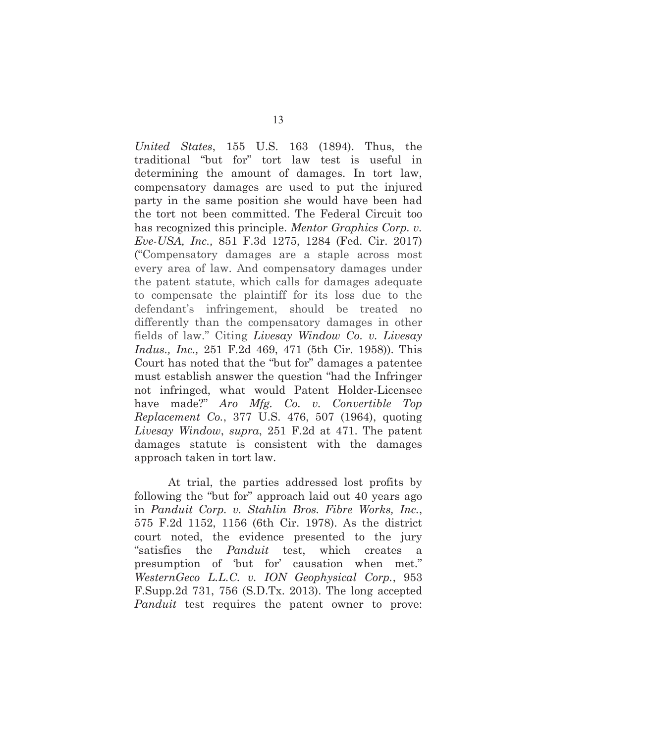*United States*, 155 U.S. 163 (1894). Thus, the traditional "but for" tort law test is useful in determining the amount of damages. In tort law, compensatory damages are used to put the injured party in the same position she would have been had the tort not been committed. The Federal Circuit too has recognized this principle. *Mentor Graphics Corp. v. Eve-USA, Inc.,* 851 F.3d 1275, 1284 (Fed. Cir. 2017) ("Compensatory damages are a staple across most every area of law. And compensatory damages under the patent statute, which calls for damages adequate to compensate the plaintiff for its loss due to the defendant's infringement, should be treated no differently than the compensatory damages in other fields of law." Citing *Livesay Window Co. v. Livesay Indus., Inc.,* 251 F.2d 469, 471 (5th Cir. 1958)). This Court has noted that the "but for" damages a patentee must establish answer the question "had the Infringer not infringed, what would Patent Holder-Licensee have made?" *Aro Mfg. Co. v. Convertible Top Replacement Co.*, 377 U.S. 476, 507 (1964), quoting *Livesay Window*, *supra*, 251 F.2d at 471. The patent damages statute is consistent with the damages approach taken in tort law.

At trial, the parties addressed lost profits by following the "but for" approach laid out 40 years ago in *Panduit Corp. v. Stahlin Bros. Fibre Works, Inc.*, 575 F.2d 1152, 1156 (6th Cir. 1978). As the district court noted, the evidence presented to the jury "satisfies the *Panduit* test, which creates a presumption of 'but for' causation when met." *WesternGeco L.L.C. v. ION Geophysical Corp.*, 953 F.Supp.2d 731, 756 (S.D.Tx. 2013). The long accepted *Panduit* test requires the patent owner to prove: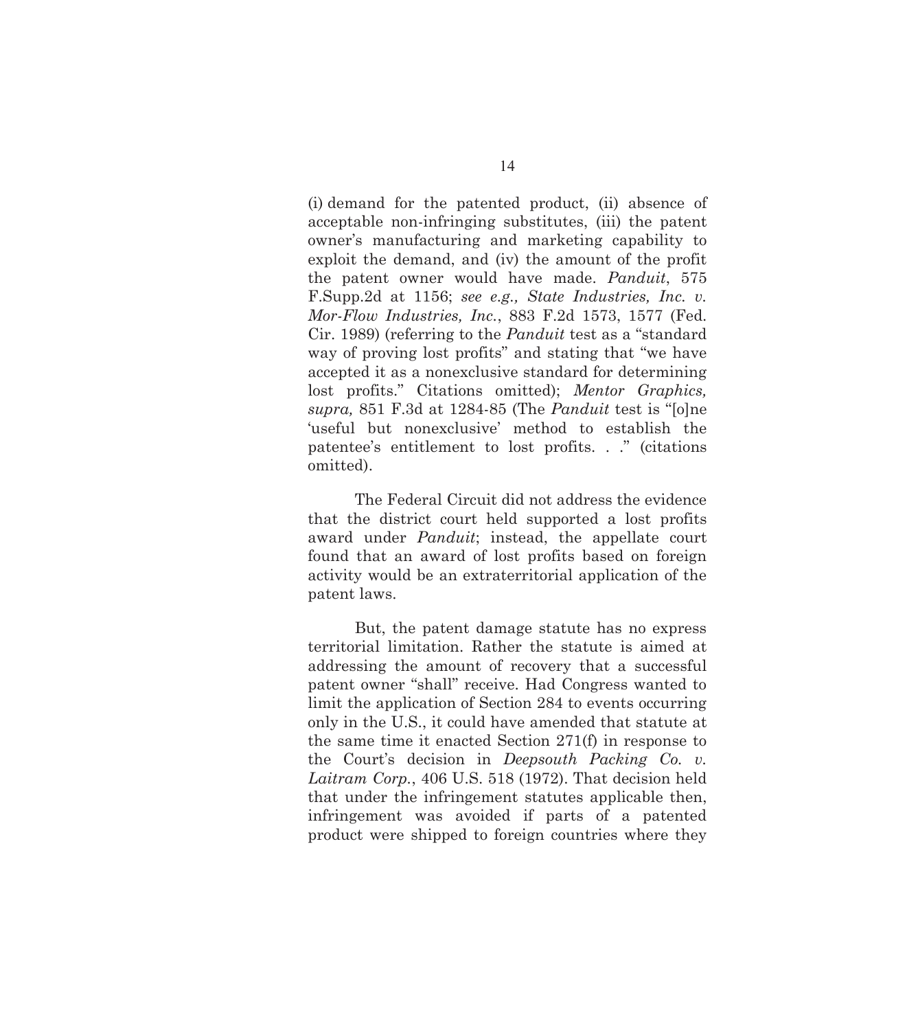(i) demand for the patented product, (ii) absence of acceptable non-infringing substitutes, (iii) the patent owner's manufacturing and marketing capability to exploit the demand, and (iv) the amount of the profit the patent owner would have made. *Panduit*, 575 F.Supp.2d at 1156; *see e.g., State Industries, Inc. v. Mor-Flow Industries, Inc.*, 883 F.2d 1573, 1577 (Fed. Cir. 1989) (referring to the *Panduit* test as a "standard way of proving lost profits" and stating that "we have accepted it as a nonexclusive standard for determining lost profits." Citations omitted); *Mentor Graphics, supra,* 851 F.3d at 1284-85 (The *Panduit* test is "[o]ne 'useful but nonexclusive' method to establish the patentee's entitlement to lost profits. . ." (citations omitted).

The Federal Circuit did not address the evidence that the district court held supported a lost profits award under *Panduit*; instead, the appellate court found that an award of lost profits based on foreign activity would be an extraterritorial application of the patent laws.

But, the patent damage statute has no express territorial limitation. Rather the statute is aimed at addressing the amount of recovery that a successful patent owner "shall" receive. Had Congress wanted to limit the application of Section 284 to events occurring only in the U.S., it could have amended that statute at the same time it enacted Section 271(f) in response to the Court's decision in *Deepsouth Packing Co. v. Laitram Corp.*, 406 U.S. 518 (1972). That decision held that under the infringement statutes applicable then, infringement was avoided if parts of a patented product were shipped to foreign countries where they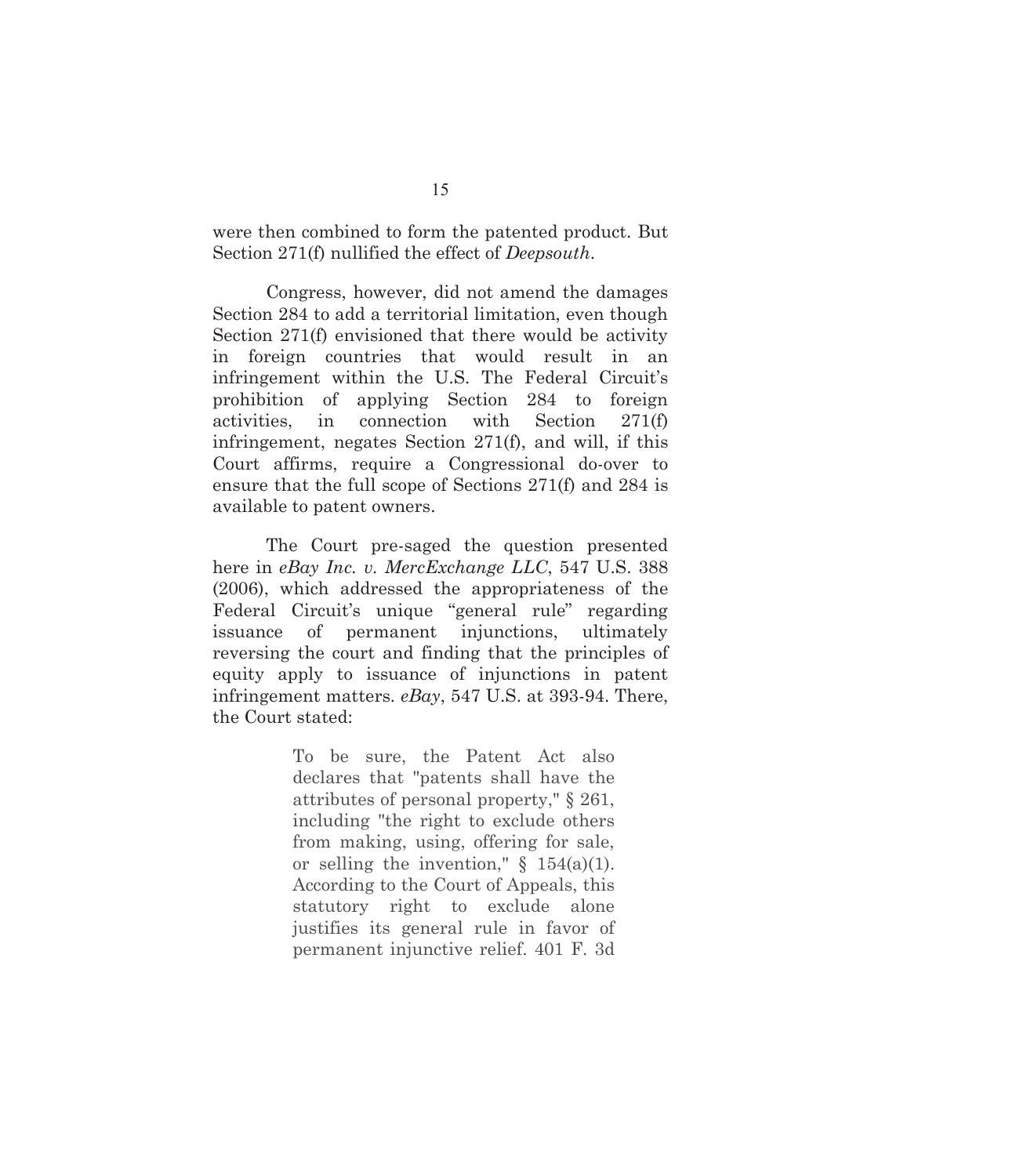were then combined to form the patented product. But Section 271(f) nullified the effect of *Deepsouth*.

Congress, however, did not amend the damages Section 284 to add a territorial limitation, even though Section 271(f) envisioned that there would be activity in foreign countries that would result in an infringement within the U.S. The Federal Circuit's prohibition of applying Section 284 to foreign activities, in connection with Section 271(f) infringement, negates Section 271(f), and will, if this Court affirms, require a Congressional do-over to ensure that the full scope of Sections 271(f) and 284 is available to patent owners.

The Court pre-saged the question presented here in *eBay Inc. v. MercExchange LLC*, 547 U.S. 388 (2006), which addressed the appropriateness of the Federal Circuit's unique "general rule" regarding issuance of permanent injunctions, ultimately reversing the court and finding that the principles of equity apply to issuance of injunctions in patent infringement matters. *eBay*, 547 U.S. at 393-94. There, the Court stated:

> To be sure, the Patent Act also declares that "patents shall have the attributes of personal property," § 261, including "the right to exclude others from making, using, offering for sale, or selling the invention," § 154(a)(1). According to the Court of Appeals, this statutory right to exclude alone justifies its general rule in favor of permanent injunctive relief. 401 F. 3d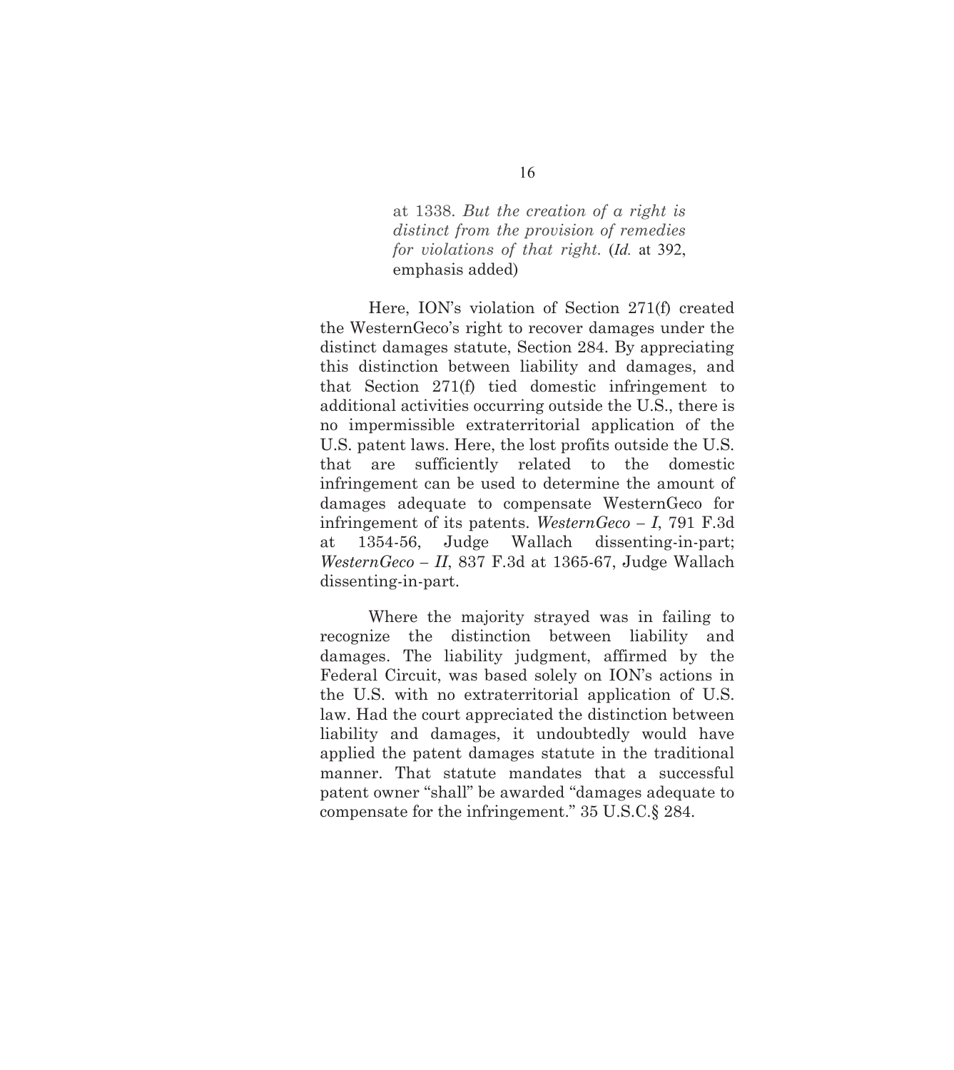> at 1338. *But the creation of a right is distinct from the provision of remedies for violations of that right.* (*Id.* at 392, emphasis added)

Here, ION's violation of Section 271(f) created the WesternGeco's right to recover damages under the distinct damages statute, Section 284. By appreciating this distinction between liability and damages, and that Section 271(f) tied domestic infringement to additional activities occurring outside the U.S., there is no impermissible extraterritorial application of the U.S. patent laws. Here, the lost profits outside the U.S. that are sufficiently related to the domestic infringement can be used to determine the amount of damages adequate to compensate WesternGeco for infringement of its patents. *WesternGeco – I*, 791 F.3d at 1354-56, Judge Wallach dissenting-in-part; *WesternGeco – II*, 837 F.3d at 1365-67, Judge Wallach dissenting-in-part.

Where the majority strayed was in failing to recognize the distinction between liability and damages. The liability judgment, affirmed by the Federal Circuit, was based solely on ION's actions in the U.S. with no extraterritorial application of U.S. law. Had the court appreciated the distinction between liability and damages, it undoubtedly would have applied the patent damages statute in the traditional manner. That statute mandates that a successful patent owner "shall" be awarded "damages adequate to compensate for the infringement." 35 U.S.C.§ 284.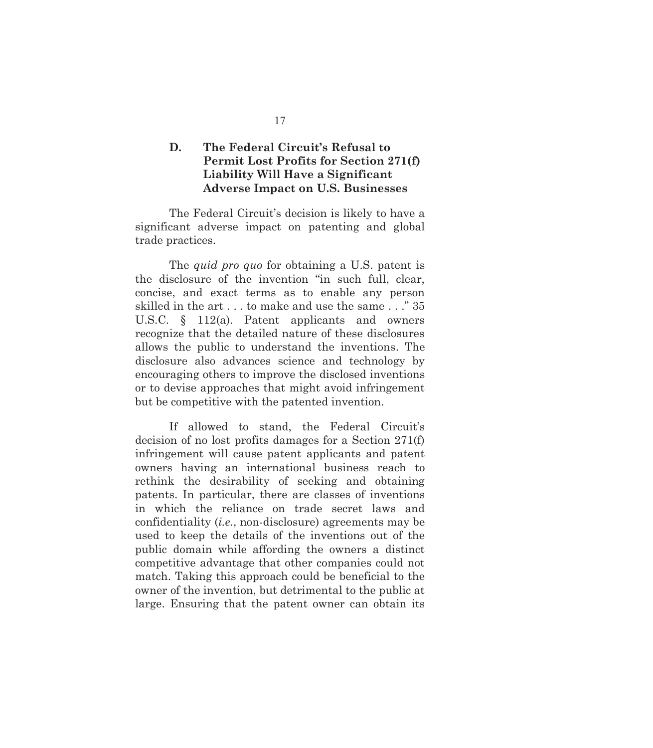### D. The Federal Circuit's Refusal to Permit Lost Profits for Section 271(f) Liability Will Have a Significant Adverse Impact on U.S. Businesses

The Federal Circuit's decision is likely to have a significant adverse impact on patenting and global trade practices.

The *quid pro quo* for obtaining a U.S. patent is the disclosure of the invention "in such full, clear, concise, and exact terms as to enable any person skilled in the art . . . to make and use the same . . ." 35 U.S.C. § 112(a). Patent applicants and owners recognize that the detailed nature of these disclosures allows the public to understand the inventions. The disclosure also advances science and technology by encouraging others to improve the disclosed inventions or to devise approaches that might avoid infringement but be competitive with the patented invention.

If allowed to stand, the Federal Circuit's decision of no lost profits damages for a Section 271(f) infringement will cause patent applicants and patent owners having an international business reach to rethink the desirability of seeking and obtaining patents. In particular, there are classes of inventions in which the reliance on trade secret laws and confidentiality (*i.e.*, non-disclosure) agreements may be used to keep the details of the inventions out of the public domain while affording the owners a distinct competitive advantage that other companies could not match. Taking this approach could be beneficial to the owner of the invention, but detrimental to the public at large. Ensuring that the patent owner can obtain its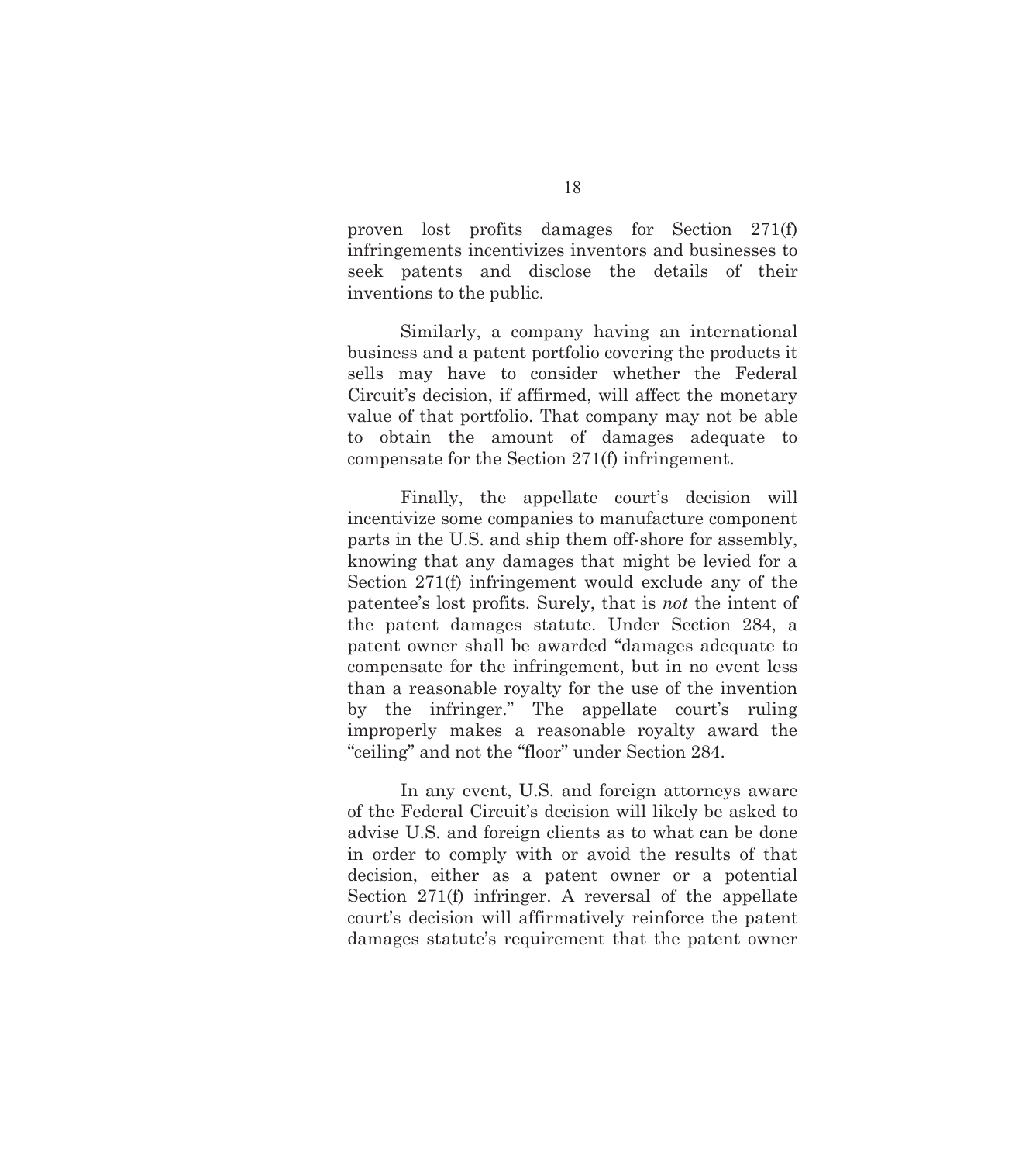proven lost profits damages for Section 271(f) infringements incentivizes inventors and businesses to seek patents and disclose the details of their inventions to the public.

Similarly, a company having an international business and a patent portfolio covering the products it sells may have to consider whether the Federal Circuit's decision, if affirmed, will affect the monetary value of that portfolio. That company may not be able to obtain the amount of damages adequate to compensate for the Section 271(f) infringement.

Finally, the appellate court's decision will incentivize some companies to manufacture component parts in the U.S. and ship them off-shore for assembly, knowing that any damages that might be levied for a Section 271(f) infringement would exclude any of the patentee's lost profits. Surely, that is *not* the intent of the patent damages statute. Under Section 284, a patent owner shall be awarded "damages adequate to compensate for the infringement, but in no event less than a reasonable royalty for the use of the invention by the infringer." The appellate court's ruling improperly makes a reasonable royalty award the "ceiling" and not the "floor" under Section 284.

In any event, U.S. and foreign attorneys aware of the Federal Circuit's decision will likely be asked to advise U.S. and foreign clients as to what can be done in order to comply with or avoid the results of that decision, either as a patent owner or a potential Section 271(f) infringer. A reversal of the appellate court's decision will affirmatively reinforce the patent damages statute's requirement that the patent owner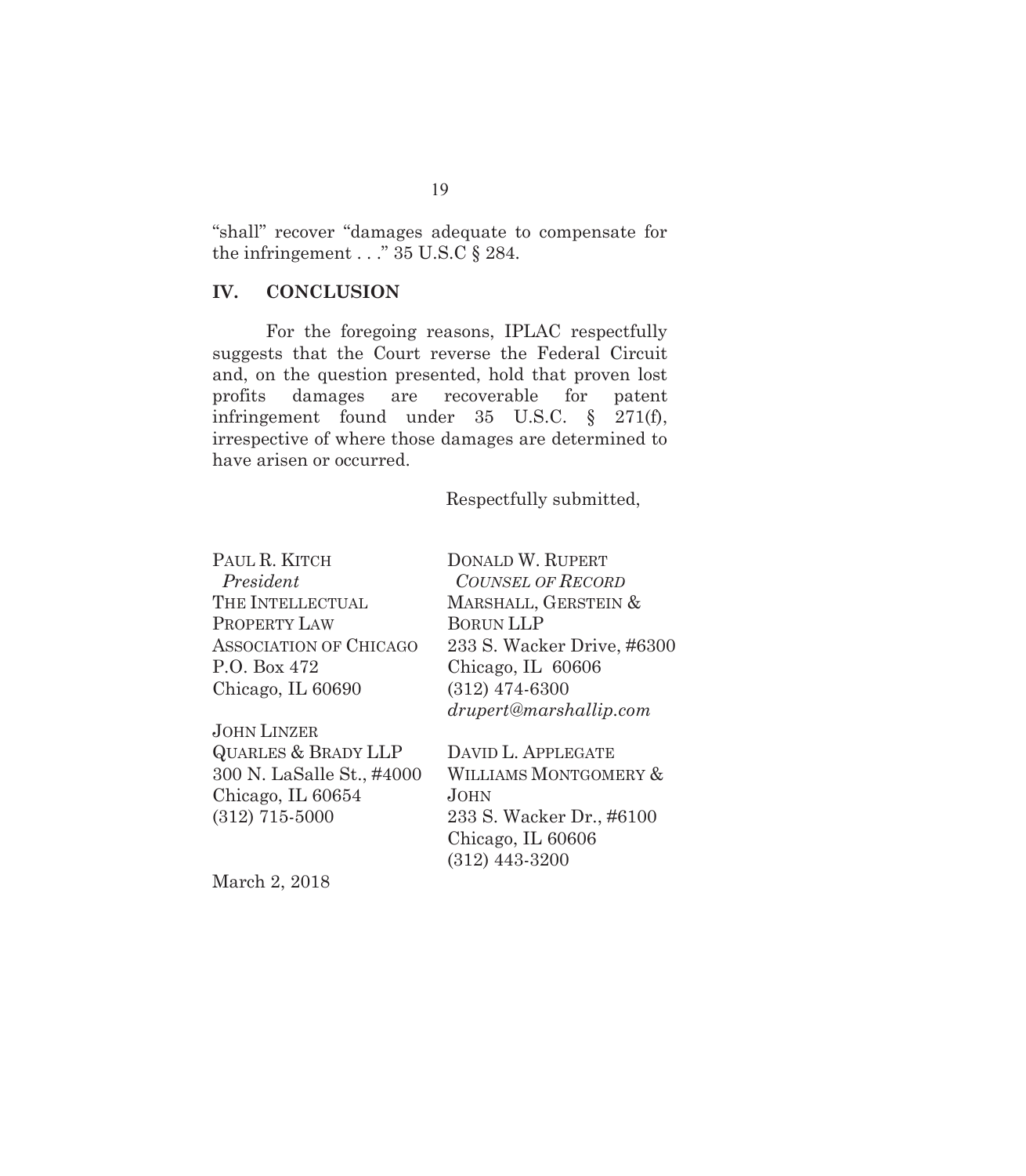"shall" recover "damages adequate to compensate for the infringement . . ." 35 U.S.C § 284.

## IV. CONCLUSION

For the foregoing reasons, IPLAC respectfully suggests that the Court reverse the Federal Circuit and, on the question presented, hold that proven lost profits damages are recoverable for patent infringement found under 35 U.S.C. § 271(f), irrespective of where those damages are determined to have arisen or occurred.

Respectfully submitted,

PAUL R. KITCH
*President*
THE INTELLECTUAL PROPERTY LAW ASSOCIATION OF CHICAGO
P.O. Box 472
Chicago, IL 60690

JOHN LINZER
QUARLES & BRADY LLP
300 N. LaSalle St., #4000
Chicago, IL 60654
(312) 715-5000

DONALD W. RUPERT
*COUNSEL OF RECORD*
MARSHALL, GERSTEIN & BORUN LLP
233 S. Wacker Drive, #6300
Chicago, IL 60606
(312) 474-6300
*drupert@marshallip.com*

DAVID L. APPLEGATE
WILLIAMS MONTGOMERY & JOHN
233 S. Wacker Dr., #6100
Chicago, IL 60606
(312) 443-3200

March 2, 2018